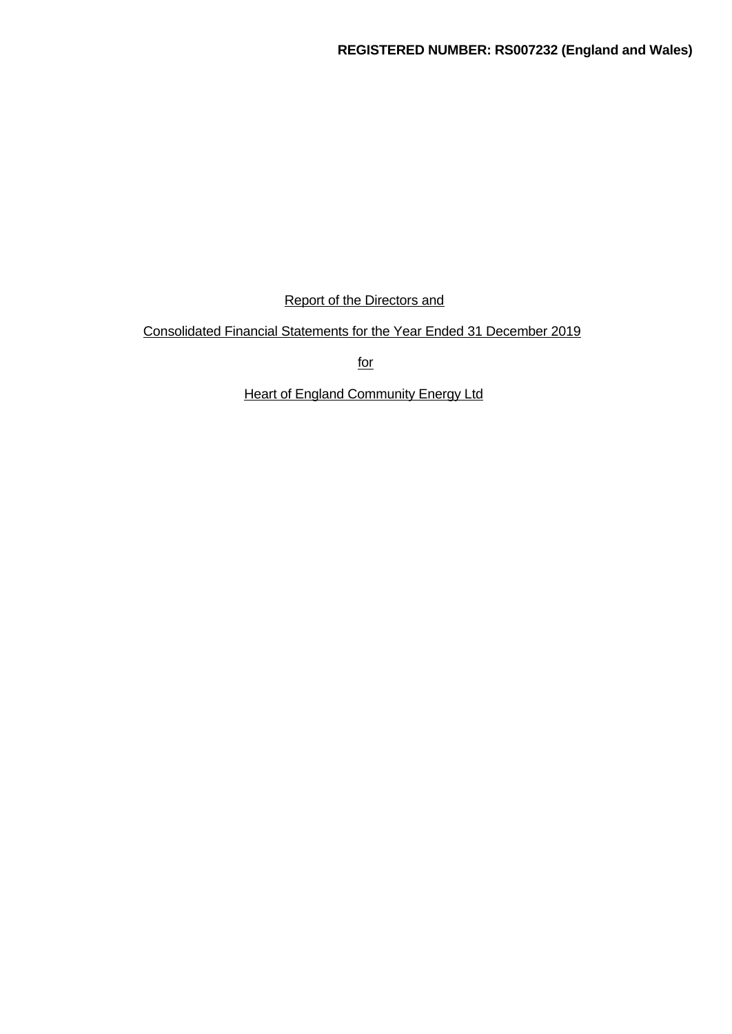**REGISTERED NUMBER: RS007232 (England and Wales)**

Report of the Directors and

Consolidated Financial Statements for the Year Ended 31 December 2019

for

Heart of England Community Energy Ltd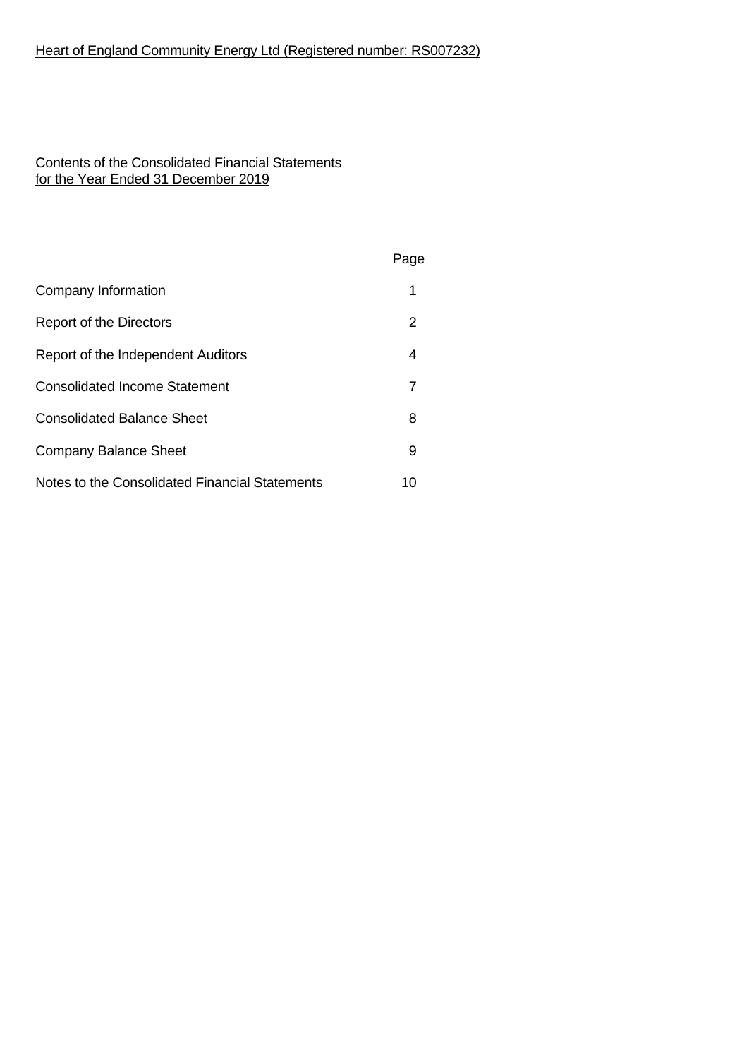Heart of England Community Energy Ltd (Registered number: RS007232)

## Contents of the Consolidated Financial Statements for the Year Ended 31 December 2019

| | Page |
|---|---|
| Company Information | 1 |
| Report of the Directors | 2 |
| Report of the Independent Auditors | 4 |
| Consolidated Income Statement | 7 |
| Consolidated Balance Sheet | 8 |
| Company Balance Sheet | 9 |
| Notes to the Consolidated Financial Statements | 10 |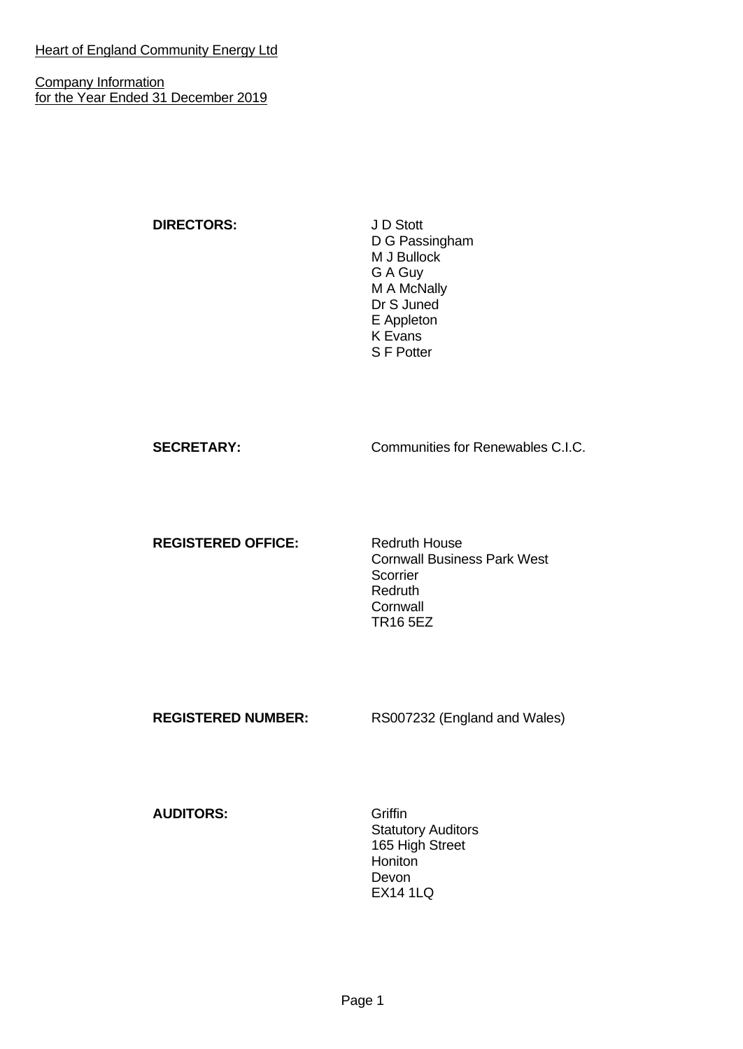Heart of England Community Energy Ltd

Company Information
for the Year Ended 31 December 2019

| | |
|---|---|
| **DIRECTORS:** | J D Stott<br>D G Passingham<br>M J Bullock<br>G A Guy<br>M A McNally<br>Dr S Juned<br>E Appleton<br>K Evans<br>S F Potter |
| **SECRETARY:** | Communities for Renewables C.I.C. |
| **REGISTERED OFFICE:** | Redruth House<br>Cornwall Business Park West<br>Scorrier<br>Redruth<br>Cornwall<br>TR16 5EZ |
| **REGISTERED NUMBER:** | RS007232 (England and Wales) |
| **AUDITORS:** | Griffin<br>Statutory Auditors<br>165 High Street<br>Honiton<br>Devon<br>EX14 1LQ |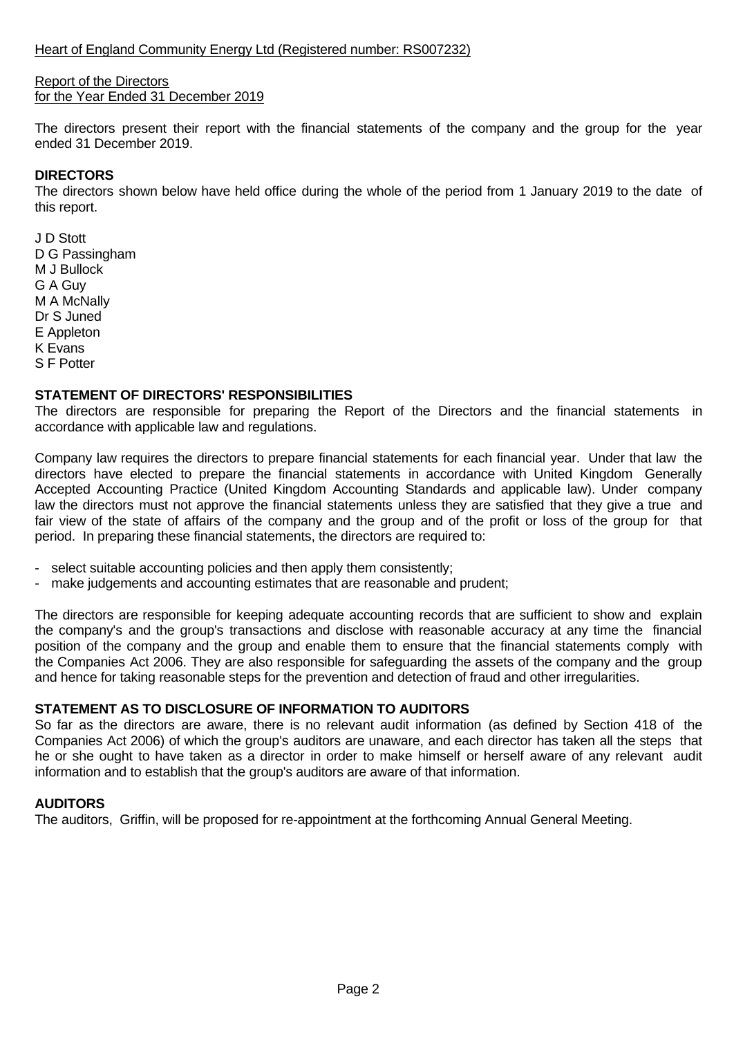Heart of England Community Energy Ltd (Registered number: RS007232)

Report of the Directors
for the Year Ended 31 December 2019

The directors present their report with the financial statements of the company and the group for the year ended 31 December 2019.

**DIRECTORS**
The directors shown below have held office during the whole of the period from 1 January 2019 to the date of this report.

J D Stott
D G Passingham
M J Bullock
G A Guy
M A McNally
Dr S Juned
E Appleton
K Evans
S F Potter

**STATEMENT OF DIRECTORS' RESPONSIBILITIES**
The directors are responsible for preparing the Report of the Directors and the financial statements in accordance with applicable law and regulations.

Company law requires the directors to prepare financial statements for each financial year. Under that law the directors have elected to prepare the financial statements in accordance with United Kingdom Generally Accepted Accounting Practice (United Kingdom Accounting Standards and applicable law). Under company law the directors must not approve the financial statements unless they are satisfied that they give a true and fair view of the state of affairs of the company and the group and of the profit or loss of the group for that period. In preparing these financial statements, the directors are required to:

- select suitable accounting policies and then apply them consistently;
- make judgements and accounting estimates that are reasonable and prudent;

The directors are responsible for keeping adequate accounting records that are sufficient to show and explain the company's and the group's transactions and disclose with reasonable accuracy at any time the financial position of the company and the group and enable them to ensure that the financial statements comply with the Companies Act 2006. They are also responsible for safeguarding the assets of the company and the group and hence for taking reasonable steps for the prevention and detection of fraud and other irregularities.

**STATEMENT AS TO DISCLOSURE OF INFORMATION TO AUDITORS**
So far as the directors are aware, there is no relevant audit information (as defined by Section 418 of the Companies Act 2006) of which the group's auditors are unaware, and each director has taken all the steps that he or she ought to have taken as a director in order to make himself or herself aware of any relevant audit information and to establish that the group's auditors are aware of that information.

**AUDITORS**
The auditors, Griffin, will be proposed for re-appointment at the forthcoming Annual General Meeting.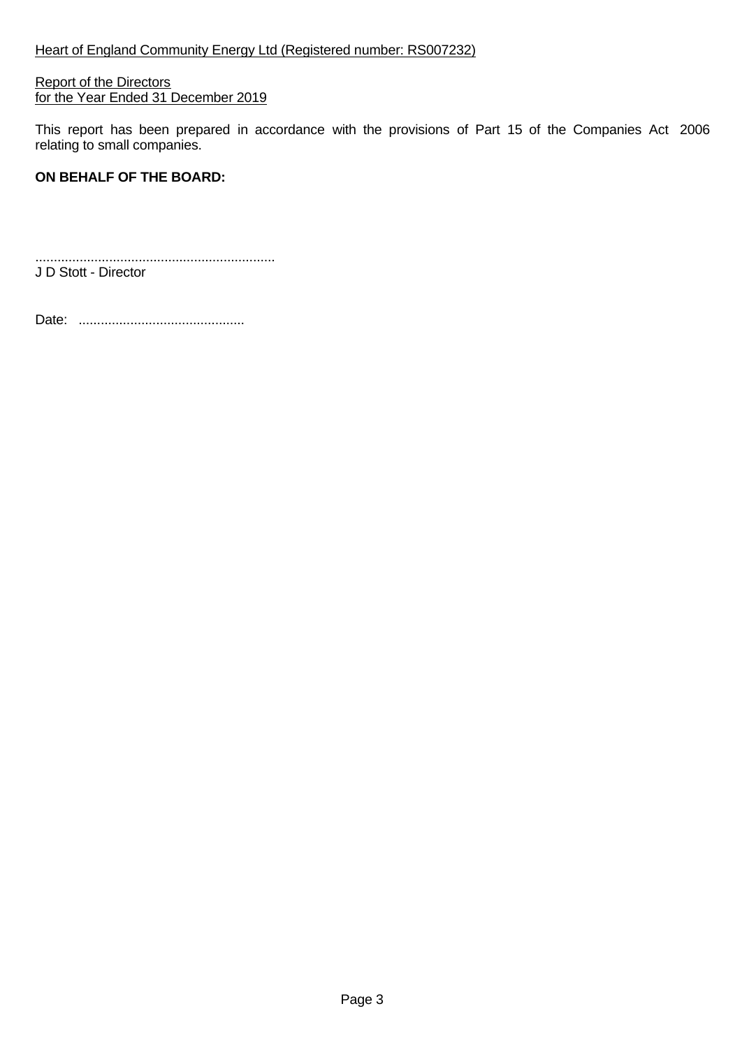Heart of England Community Energy Ltd (Registered number: RS007232)

Report of the Directors
for the Year Ended 31 December 2019

This report has been prepared in accordance with the provisions of Part 15 of the Companies Act 2006 relating to small companies.

**ON BEHALF OF THE BOARD:**

................................................................
J D Stott - Director

Date: ............................................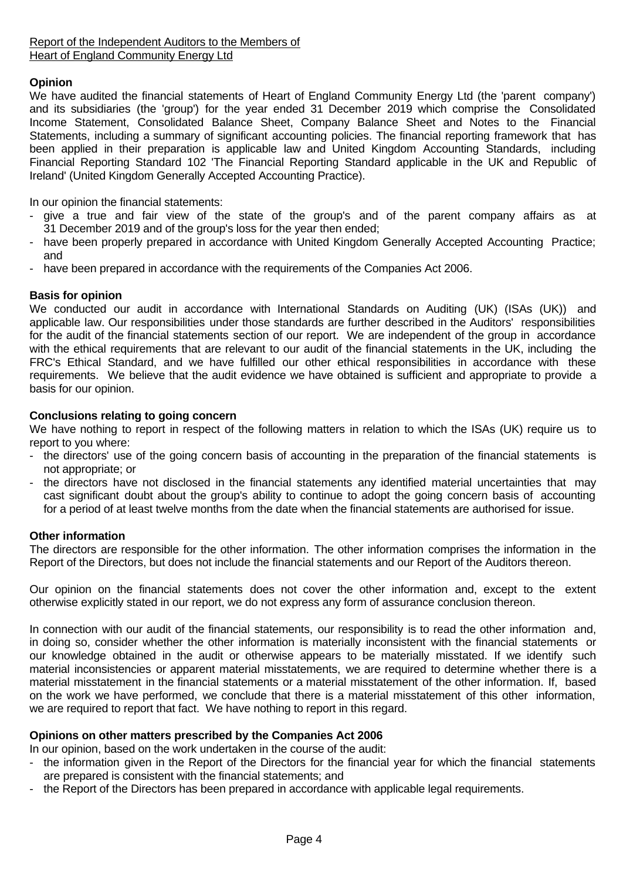Report of the Independent Auditors to the Members of
Heart of England Community Energy Ltd

**Opinion**

We have audited the financial statements of Heart of England Community Energy Ltd (the 'parent company') and its subsidiaries (the 'group') for the year ended 31 December 2019 which comprise the Consolidated Income Statement, Consolidated Balance Sheet, Company Balance Sheet and Notes to the Financial Statements, including a summary of significant accounting policies. The financial reporting framework that has been applied in their preparation is applicable law and United Kingdom Accounting Standards, including Financial Reporting Standard 102 'The Financial Reporting Standard applicable in the UK and Republic of Ireland' (United Kingdom Generally Accepted Accounting Practice).

In our opinion the financial statements:

- give a true and fair view of the state of the group's and of the parent company affairs as at 31 December 2019 and of the group's loss for the year then ended;
- have been properly prepared in accordance with United Kingdom Generally Accepted Accounting Practice; and
- have been prepared in accordance with the requirements of the Companies Act 2006.

**Basis for opinion**

We conducted our audit in accordance with International Standards on Auditing (UK) (ISAs (UK)) and applicable law. Our responsibilities under those standards are further described in the Auditors' responsibilities for the audit of the financial statements section of our report. We are independent of the group in accordance with the ethical requirements that are relevant to our audit of the financial statements in the UK, including the FRC's Ethical Standard, and we have fulfilled our other ethical responsibilities in accordance with these requirements. We believe that the audit evidence we have obtained is sufficient and appropriate to provide a basis for our opinion.

**Conclusions relating to going concern**

We have nothing to report in respect of the following matters in relation to which the ISAs (UK) require us to report to you where:

- the directors' use of the going concern basis of accounting in the preparation of the financial statements is not appropriate; or
- the directors have not disclosed in the financial statements any identified material uncertainties that may cast significant doubt about the group's ability to continue to adopt the going concern basis of accounting for a period of at least twelve months from the date when the financial statements are authorised for issue.

**Other information**

The directors are responsible for the other information. The other information comprises the information in the Report of the Directors, but does not include the financial statements and our Report of the Auditors thereon.

Our opinion on the financial statements does not cover the other information and, except to the extent otherwise explicitly stated in our report, we do not express any form of assurance conclusion thereon.

In connection with our audit of the financial statements, our responsibility is to read the other information and, in doing so, consider whether the other information is materially inconsistent with the financial statements or our knowledge obtained in the audit or otherwise appears to be materially misstated. If we identify such material inconsistencies or apparent material misstatements, we are required to determine whether there is a material misstatement in the financial statements or a material misstatement of the other information. If, based on the work we have performed, we conclude that there is a material misstatement of this other information, we are required to report that fact. We have nothing to report in this regard.

**Opinions on other matters prescribed by the Companies Act 2006**

In our opinion, based on the work undertaken in the course of the audit:

- the information given in the Report of the Directors for the financial year for which the financial statements are prepared is consistent with the financial statements; and
- the Report of the Directors has been prepared in accordance with applicable legal requirements.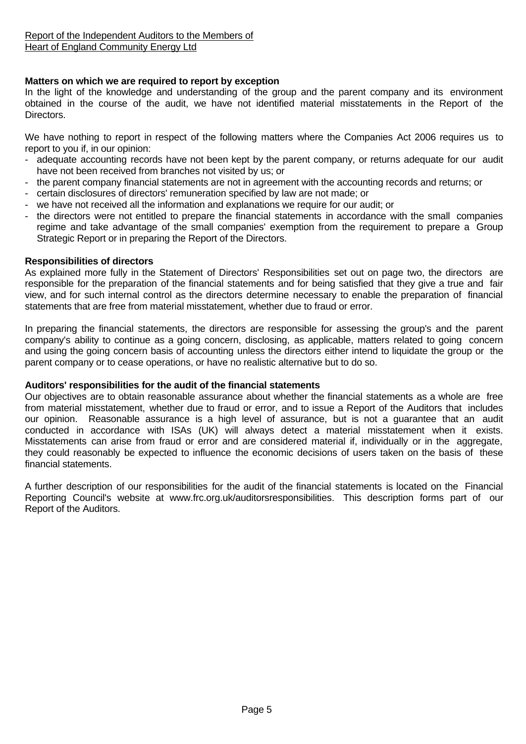Report of the Independent Auditors to the Members of
Heart of England Community Energy Ltd

**Matters on which we are required to report by exception**

In the light of the knowledge and understanding of the group and the parent company and its environment obtained in the course of the audit, we have not identified material misstatements in the Report of the Directors.

We have nothing to report in respect of the following matters where the Companies Act 2006 requires us to report to you if, in our opinion:

- adequate accounting records have not been kept by the parent company, or returns adequate for our audit have not been received from branches not visited by us; or
- the parent company financial statements are not in agreement with the accounting records and returns; or
- certain disclosures of directors' remuneration specified by law are not made; or
- we have not received all the information and explanations we require for our audit; or
- the directors were not entitled to prepare the financial statements in accordance with the small companies regime and take advantage of the small companies' exemption from the requirement to prepare a Group Strategic Report or in preparing the Report of the Directors.

**Responsibilities of directors**

As explained more fully in the Statement of Directors' Responsibilities set out on page two, the directors are responsible for the preparation of the financial statements and for being satisfied that they give a true and fair view, and for such internal control as the directors determine necessary to enable the preparation of financial statements that are free from material misstatement, whether due to fraud or error.

In preparing the financial statements, the directors are responsible for assessing the group's and the parent company's ability to continue as a going concern, disclosing, as applicable, matters related to going concern and using the going concern basis of accounting unless the directors either intend to liquidate the group or the parent company or to cease operations, or have no realistic alternative but to do so.

**Auditors' responsibilities for the audit of the financial statements**

Our objectives are to obtain reasonable assurance about whether the financial statements as a whole are free from material misstatement, whether due to fraud or error, and to issue a Report of the Auditors that includes our opinion. Reasonable assurance is a high level of assurance, but is not a guarantee that an audit conducted in accordance with ISAs (UK) will always detect a material misstatement when it exists. Misstatements can arise from fraud or error and are considered material if, individually or in the aggregate, they could reasonably be expected to influence the economic decisions of users taken on the basis of these financial statements.

A further description of our responsibilities for the audit of the financial statements is located on the Financial Reporting Council's website at www.frc.org.uk/auditorsresponsibilities. This description forms part of our Report of the Auditors.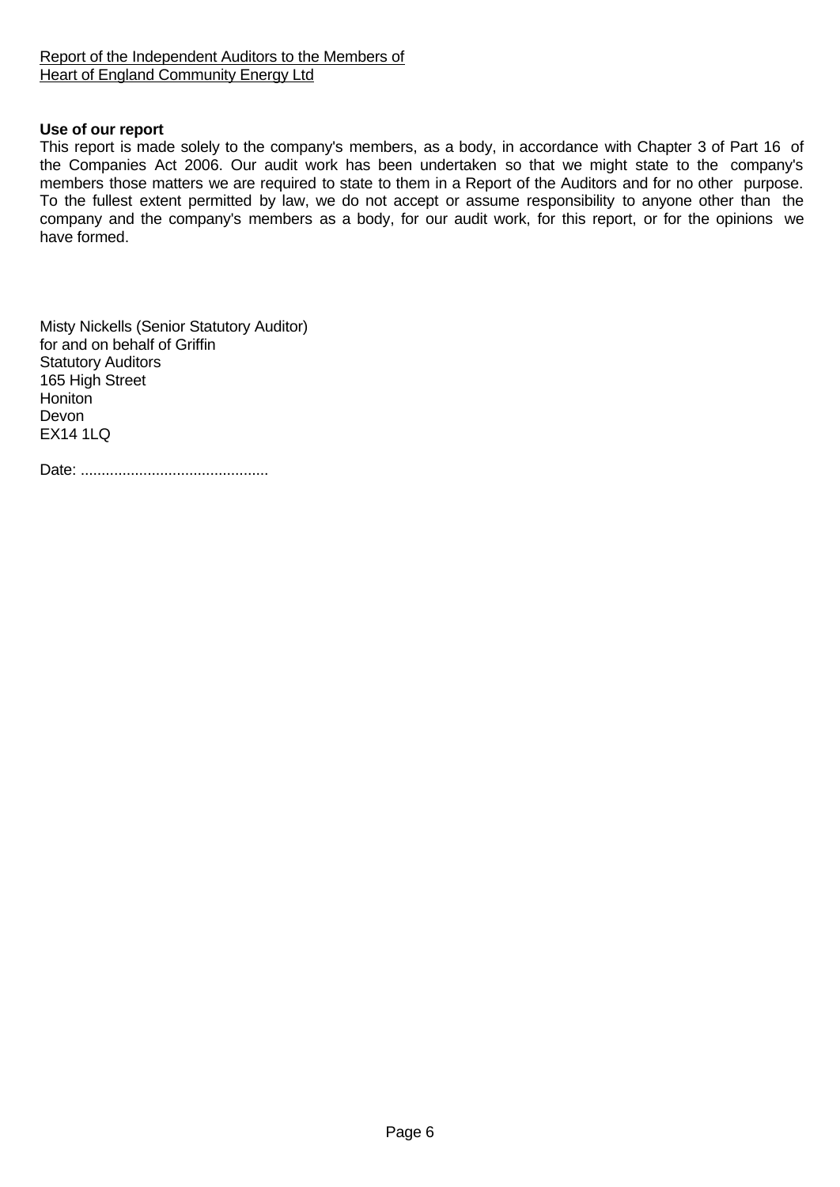Report of the Independent Auditors to the Members of
Heart of England Community Energy Ltd

**Use of our report**

This report is made solely to the company's members, as a body, in accordance with Chapter 3 of Part 16 of the Companies Act 2006. Our audit work has been undertaken so that we might state to the company's members those matters we are required to state to them in a Report of the Auditors and for no other purpose. To the fullest extent permitted by law, we do not accept or assume responsibility to anyone other than the company and the company's members as a body, for our audit work, for this report, or for the opinions we have formed.

Misty Nickells (Senior Statutory Auditor)
for and on behalf of Griffin
Statutory Auditors
165 High Street
Honiton
Devon
EX14 1LQ

Date: .............................................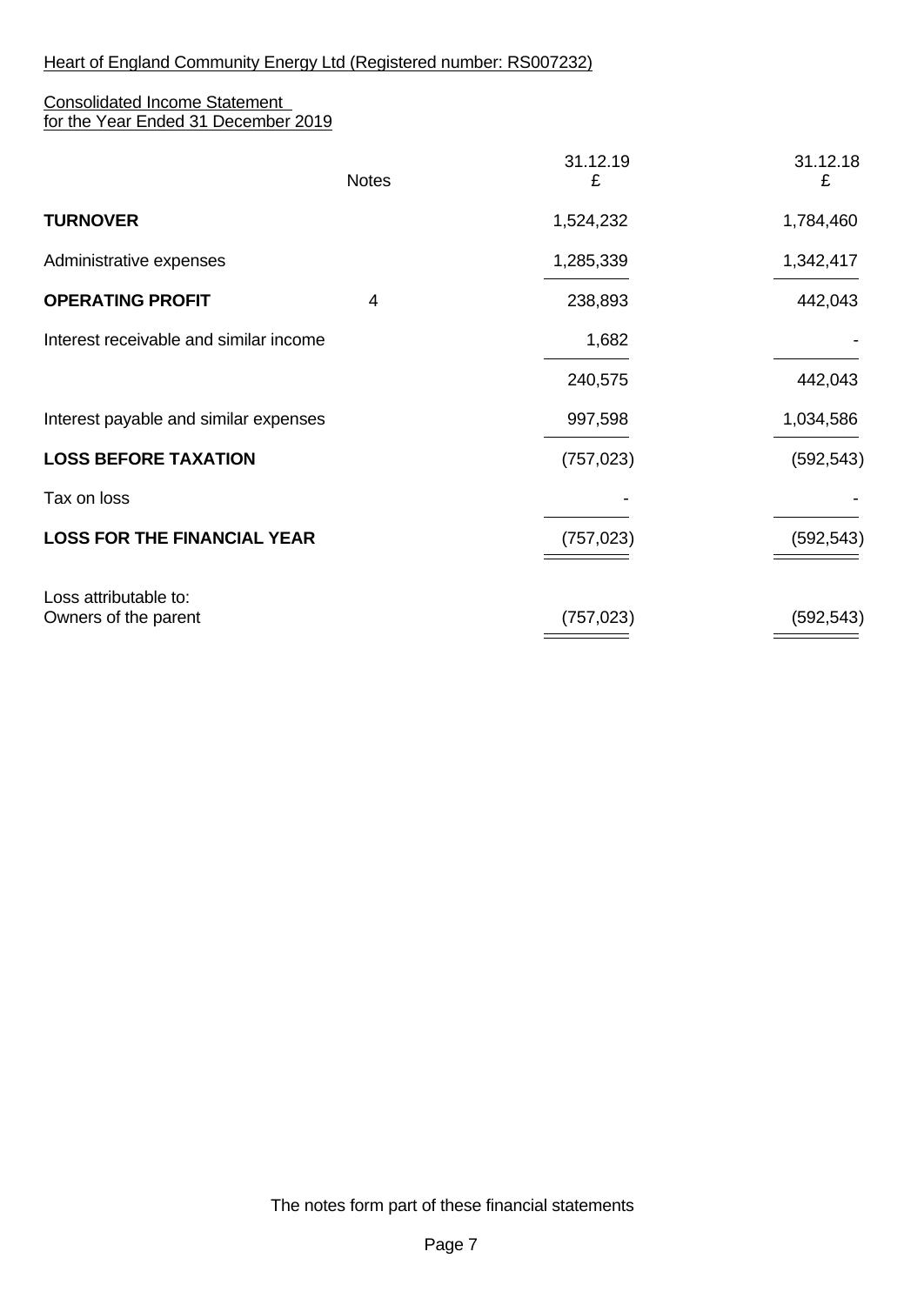Heart of England Community Energy Ltd (Registered number: RS007232)

Consolidated Income Statement
for the Year Ended 31 December 2019

| | Notes | 31.12.19 £ | 31.12.18 £ |
|---|---|---|---|
| **TURNOVER** | | 1,524,232 | 1,784,460 |
| Administrative expenses | | 1,285,339 | 1,342,417 |
| **OPERATING PROFIT** | 4 | 238,893 | 442,043 |
| Interest receivable and similar income | | 1,682 | - |
| | | 240,575 | 442,043 |
| Interest payable and similar expenses | | 997,598 | 1,034,586 |
| **LOSS BEFORE TAXATION** | | (757,023) | (592,543) |
| Tax on loss | | - | - |
| **LOSS FOR THE FINANCIAL YEAR** | | (757,023) | (592,543) |
| Loss attributable to: Owners of the parent | | (757,023) | (592,543) |

The notes form part of these financial statements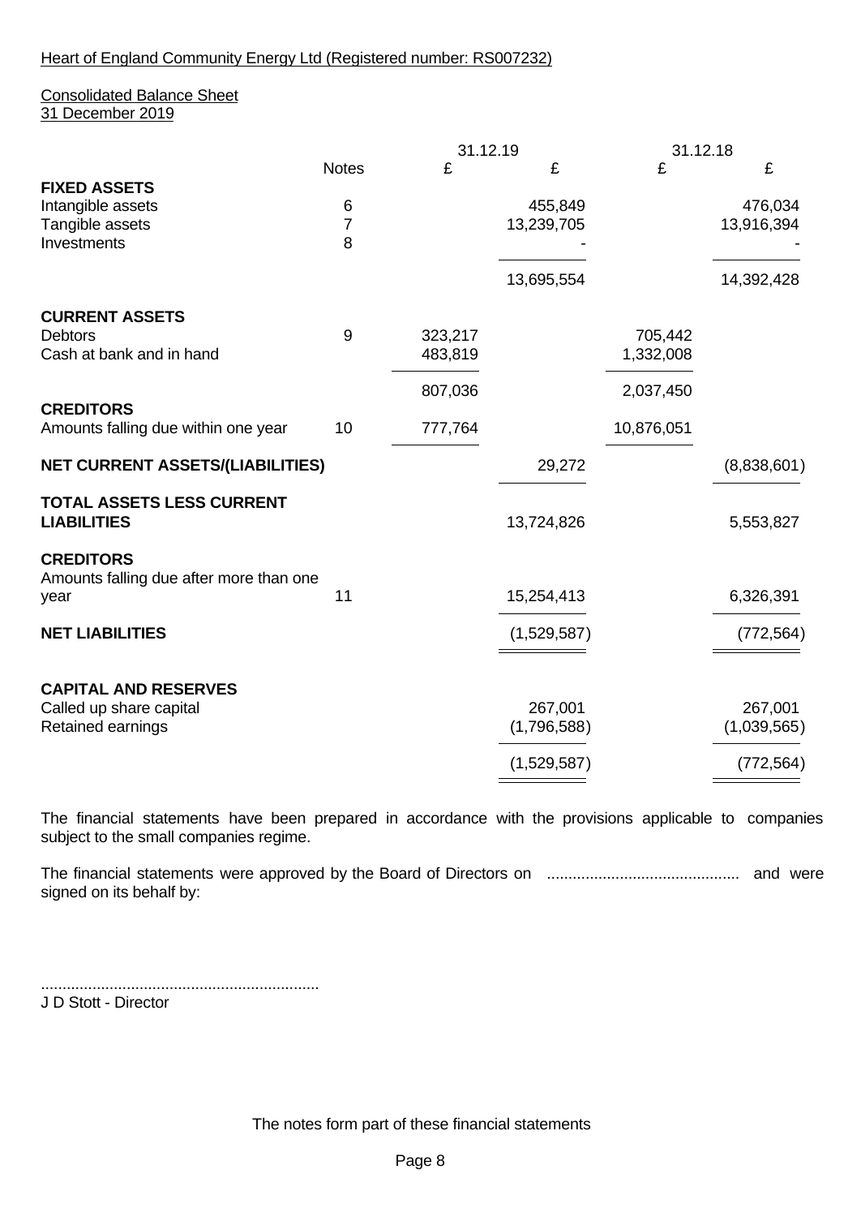Heart of England Community Energy Ltd (Registered number: RS007232)

Consolidated Balance Sheet
31 December 2019

| | Notes | 31.12.19 £ | 31.12.19 £ | 31.12.18 £ | 31.12.18 £ |
|---|---|---|---|---|---|
| **FIXED ASSETS** | | | | | |
| Intangible assets | 6 | | 455,849 | | 476,034 |
| Tangible assets | 7 | | 13,239,705 | | 13,916,394 |
| Investments | 8 | | - | | - |
| | | | 13,695,554 | | 14,392,428 |
| **CURRENT ASSETS** | | | | | |
| Debtors | 9 | 323,217 | | 705,442 | |
| Cash at bank and in hand | | 483,819 | | 1,332,008 | |
| | | 807,036 | | 2,037,450 | |
| **CREDITORS** | | | | | |
| Amounts falling due within one year | 10 | 777,764 | | 10,876,051 | |
| **NET CURRENT ASSETS/(LIABILITIES)** | | | 29,272 | | (8,838,601) |
| **TOTAL ASSETS LESS CURRENT LIABILITIES** | | | 13,724,826 | | 5,553,827 |
| **CREDITORS** | | | | | |
| Amounts falling due after more than one year | 11 | | 15,254,413 | | 6,326,391 |
| **NET LIABILITIES** | | | (1,529,587) | | (772,564) |
| **CAPITAL AND RESERVES** | | | | | |
| Called up share capital | | | 267,001 | | 267,001 |
| Retained earnings | | | (1,796,588) | | (1,039,565) |
| | | | (1,529,587) | | (772,564) |

The financial statements have been prepared in accordance with the provisions applicable to companies subject to the small companies regime.

The financial statements were approved by the Board of Directors on ............................................ and were signed on its behalf by:

.................................................................
J D Stott - Director

The notes form part of these financial statements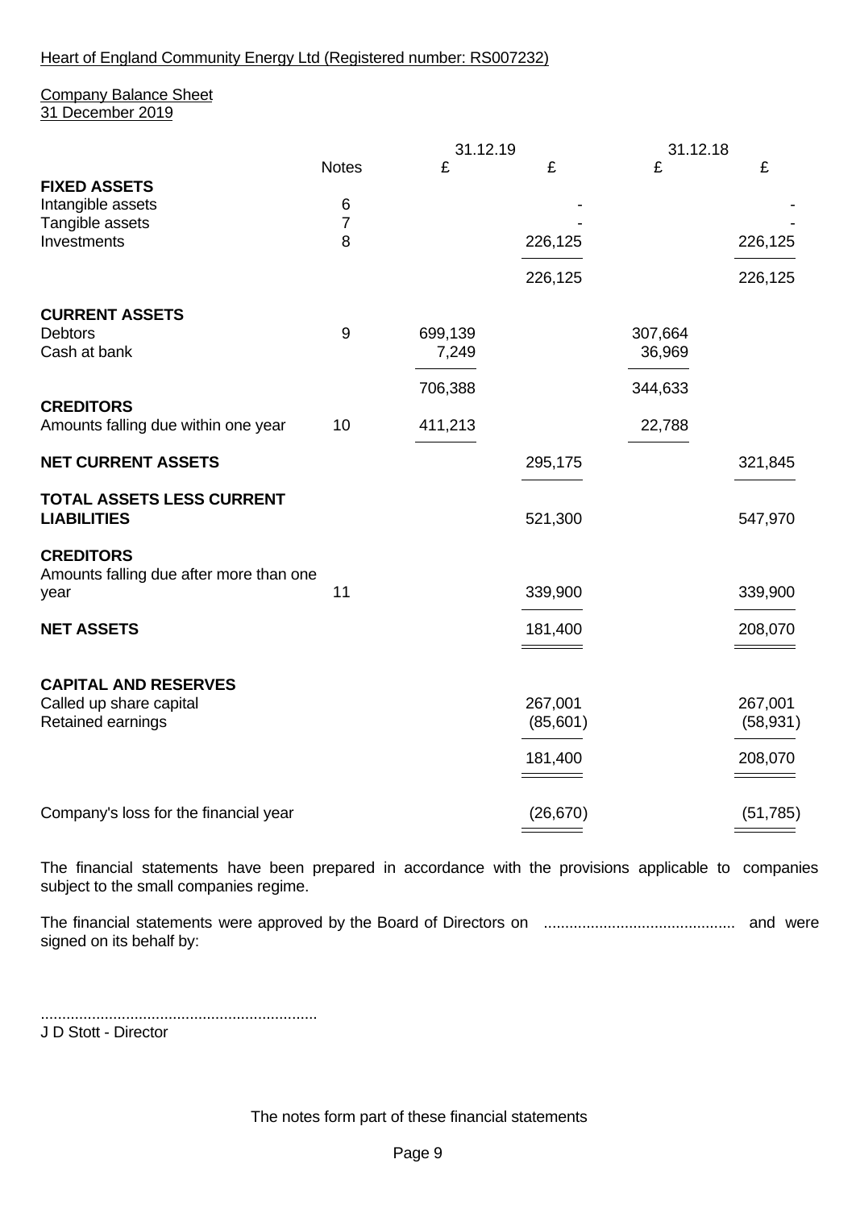Heart of England Community Energy Ltd (Registered number: RS007232)

Company Balance Sheet
31 December 2019

| | Notes | 31.12.19 £ | 31.12.19 £ | 31.12.18 £ | 31.12.18 £ |
|---|---|---|---|---|---|
| **FIXED ASSETS** | | | | | |
| Intangible assets | 6 | | - | | - |
| Tangible assets | 7 | | - | | - |
| Investments | 8 | | 226,125 | | 226,125 |
| | | | 226,125 | | 226,125 |
| **CURRENT ASSETS** | | | | | |
| Debtors | 9 | 699,139 | | 307,664 | |
| Cash at bank | | 7,249 | | 36,969 | |
| | | 706,388 | | 344,633 | |
| **CREDITORS** | | | | | |
| Amounts falling due within one year | 10 | 411,213 | | 22,788 | |
| **NET CURRENT ASSETS** | | | 295,175 | | 321,845 |
| **TOTAL ASSETS LESS CURRENT LIABILITIES** | | | 521,300 | | 547,970 |
| **CREDITORS** | | | | | |
| Amounts falling due after more than one year | 11 | | 339,900 | | 339,900 |
| **NET ASSETS** | | | 181,400 | | 208,070 |
| **CAPITAL AND RESERVES** | | | | | |
| Called up share capital | | | 267,001 | | 267,001 |
| Retained earnings | | | (85,601) | | (58,931) |
| | | | 181,400 | | 208,070 |
| Company's loss for the financial year | | | (26,670) | | (51,785) |

The financial statements have been prepared in accordance with the provisions applicable to companies subject to the small companies regime.

The financial statements were approved by the Board of Directors on ............................................ and were signed on its behalf by:

................................................................
J D Stott - Director

The notes form part of these financial statements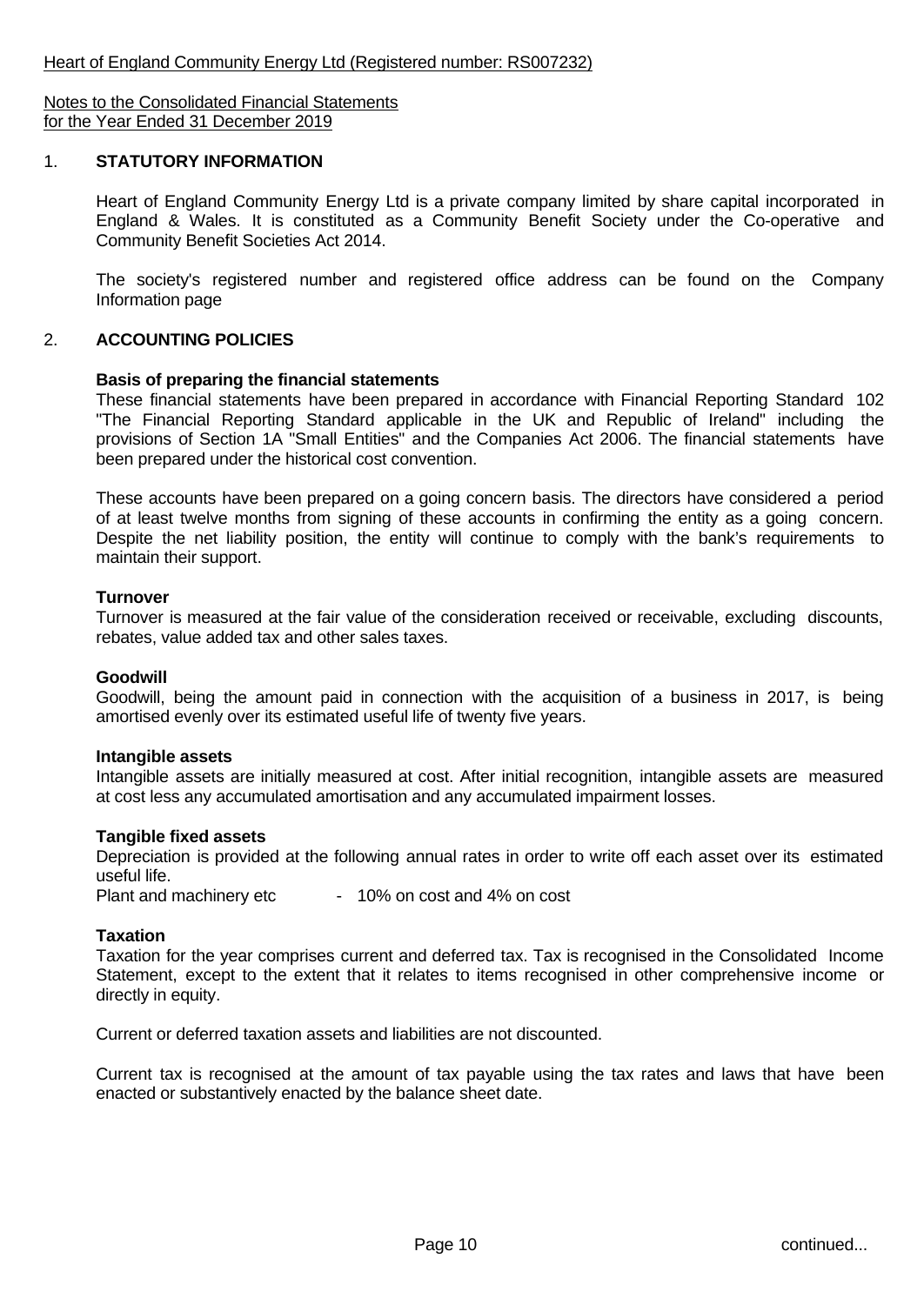Heart of England Community Energy Ltd (Registered number: RS007232)

Notes to the Consolidated Financial Statements
for the Year Ended 31 December 2019

## 1. STATUTORY INFORMATION

Heart of England Community Energy Ltd is a private company limited by share capital incorporated in England & Wales. It is constituted as a Community Benefit Society under the Co-operative and Community Benefit Societies Act 2014.

The society's registered number and registered office address can be found on the Company Information page

## 2. ACCOUNTING POLICIES

**Basis of preparing the financial statements**

These financial statements have been prepared in accordance with Financial Reporting Standard 102 "The Financial Reporting Standard applicable in the UK and Republic of Ireland" including the provisions of Section 1A "Small Entities" and the Companies Act 2006. The financial statements have been prepared under the historical cost convention.

These accounts have been prepared on a going concern basis. The directors have considered a period of at least twelve months from signing of these accounts in confirming the entity as a going concern. Despite the net liability position, the entity will continue to comply with the bank's requirements to maintain their support.

**Turnover**

Turnover is measured at the fair value of the consideration received or receivable, excluding discounts, rebates, value added tax and other sales taxes.

**Goodwill**

Goodwill, being the amount paid in connection with the acquisition of a business in 2017, is being amortised evenly over its estimated useful life of twenty five years.

**Intangible assets**

Intangible assets are initially measured at cost. After initial recognition, intangible assets are measured at cost less any accumulated amortisation and any accumulated impairment losses.

**Tangible fixed assets**

Depreciation is provided at the following annual rates in order to write off each asset over its estimated useful life.

Plant and machinery etc - 10% on cost and 4% on cost

**Taxation**

Taxation for the year comprises current and deferred tax. Tax is recognised in the Consolidated Income Statement, except to the extent that it relates to items recognised in other comprehensive income or directly in equity.

Current or deferred taxation assets and liabilities are not discounted.

Current tax is recognised at the amount of tax payable using the tax rates and laws that have been enacted or substantively enacted by the balance sheet date.

continued...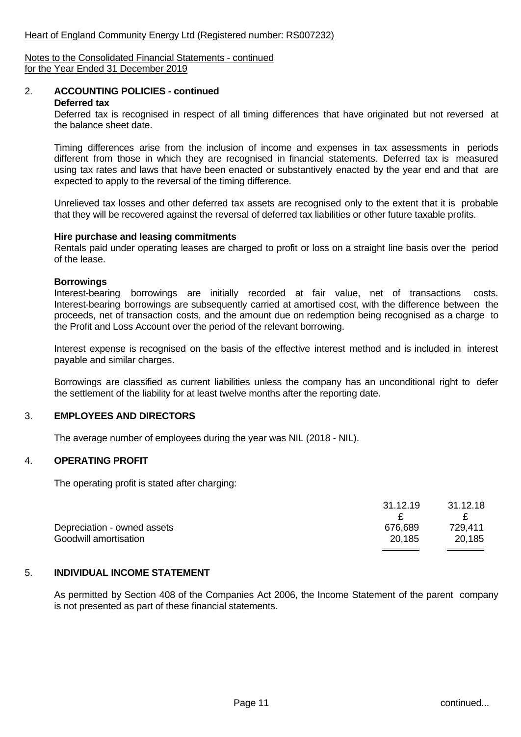Heart of England Community Energy Ltd (Registered number: RS007232)

Notes to the Consolidated Financial Statements - continued
for the Year Ended 31 December 2019

## 2. ACCOUNTING POLICIES - continued

**Deferred tax**

Deferred tax is recognised in respect of all timing differences that have originated but not reversed at the balance sheet date.

Timing differences arise from the inclusion of income and expenses in tax assessments in periods different from those in which they are recognised in financial statements. Deferred tax is measured using tax rates and laws that have been enacted or substantively enacted by the year end and that are expected to apply to the reversal of the timing difference.

Unrelieved tax losses and other deferred tax assets are recognised only to the extent that it is probable that they will be recovered against the reversal of deferred tax liabilities or other future taxable profits.

**Hire purchase and leasing commitments**

Rentals paid under operating leases are charged to profit or loss on a straight line basis over the period of the lease.

**Borrowings**

Interest-bearing borrowings are initially recorded at fair value, net of transactions costs. Interest-bearing borrowings are subsequently carried at amortised cost, with the difference between the proceeds, net of transaction costs, and the amount due on redemption being recognised as a charge to the Profit and Loss Account over the period of the relevant borrowing.

Interest expense is recognised on the basis of the effective interest method and is included in interest payable and similar charges.

Borrowings are classified as current liabilities unless the company has an unconditional right to defer the settlement of the liability for at least twelve months after the reporting date.

## 3. EMPLOYEES AND DIRECTORS

The average number of employees during the year was NIL (2018 - NIL).

## 4. OPERATING PROFIT

The operating profit is stated after charging:

| | 31.12.19 | 31.12.18 |
|---|---|---|
| | £ | £ |
| Depreciation - owned assets | 676,689 | 729,411 |
| Goodwill amortisation | 20,185 | 20,185 |

## 5. INDIVIDUAL INCOME STATEMENT

As permitted by Section 408 of the Companies Act 2006, the Income Statement of the parent company is not presented as part of these financial statements.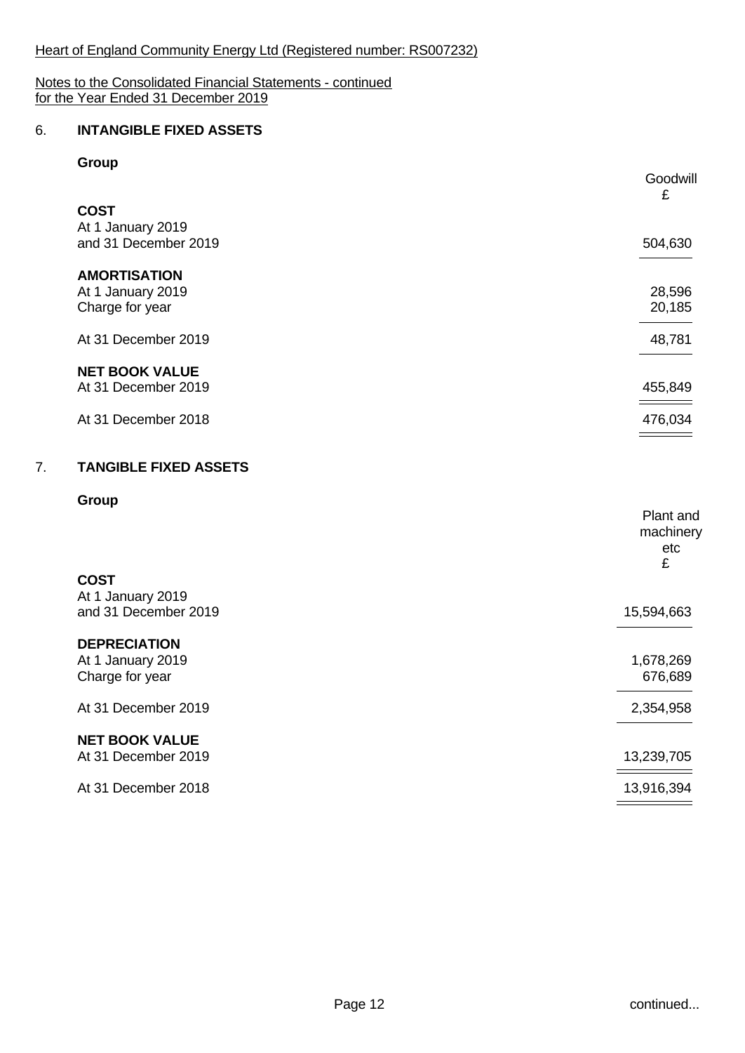Heart of England Community Energy Ltd (Registered number: RS007232)

Notes to the Consolidated Financial Statements - continued
for the Year Ended 31 December 2019

## 6. INTANGIBLE FIXED ASSETS

**Group**

| | Goodwill £ |
|---|---|
| **COST** | |
| At 1 January 2019 and 31 December 2019 | 504,630 |
| **AMORTISATION** | |
| At 1 January 2019 | 28,596 |
| Charge for year | 20,185 |
| At 31 December 2019 | 48,781 |
| **NET BOOK VALUE** | |
| At 31 December 2019 | 455,849 |
| At 31 December 2018 | 476,034 |

## 7. TANGIBLE FIXED ASSETS

**Group**

| | Plant and machinery etc £ |
|---|---|
| **COST** | |
| At 1 January 2019 and 31 December 2019 | 15,594,663 |
| **DEPRECIATION** | |
| At 1 January 2019 | 1,678,269 |
| Charge for year | 676,689 |
| At 31 December 2019 | 2,354,958 |
| **NET BOOK VALUE** | |
| At 31 December 2019 | 13,239,705 |
| At 31 December 2018 | 13,916,394 |

continued...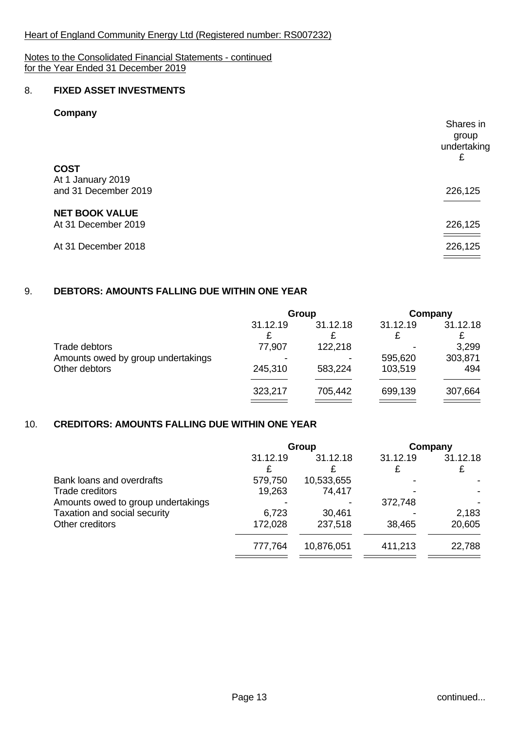Heart of England Community Energy Ltd (Registered number: RS007232)

Notes to the Consolidated Financial Statements - continued
for the Year Ended 31 December 2019

## 8. FIXED ASSET INVESTMENTS

### Company

| | Shares in group undertaking £ |
|---|---|
| **COST** | |
| At 1 January 2019 and 31 December 2019 | 226,125 |
| **NET BOOK VALUE** | |
| At 31 December 2019 | 226,125 |
| At 31 December 2018 | 226,125 |

## 9. DEBTORS: AMOUNTS FALLING DUE WITHIN ONE YEAR

| | Group | | Company | |
|---|---|---|---|---|
| | 31.12.19 £ | 31.12.18 £ | 31.12.19 £ | 31.12.18 £ |
| Trade debtors | 77,907 | 122,218 | - | 3,299 |
| Amounts owed by group undertakings | - | - | 595,620 | 303,871 |
| Other debtors | 245,310 | 583,224 | 103,519 | 494 |
| | 323,217 | 705,442 | 699,139 | 307,664 |

## 10. CREDITORS: AMOUNTS FALLING DUE WITHIN ONE YEAR

| | Group | | Company | |
|---|---|---|---|---|
| | 31.12.19 £ | 31.12.18 £ | 31.12.19 £ | 31.12.18 £ |
| Bank loans and overdrafts | 579,750 | 10,533,655 | - | - |
| Trade creditors | 19,263 | 74,417 | - | - |
| Amounts owed to group undertakings | - | - | 372,748 | - |
| Taxation and social security | 6,723 | 30,461 | - | 2,183 |
| Other creditors | 172,028 | 237,518 | 38,465 | 20,605 |
| | 777,764 | 10,876,051 | 411,213 | 22,788 |

continued...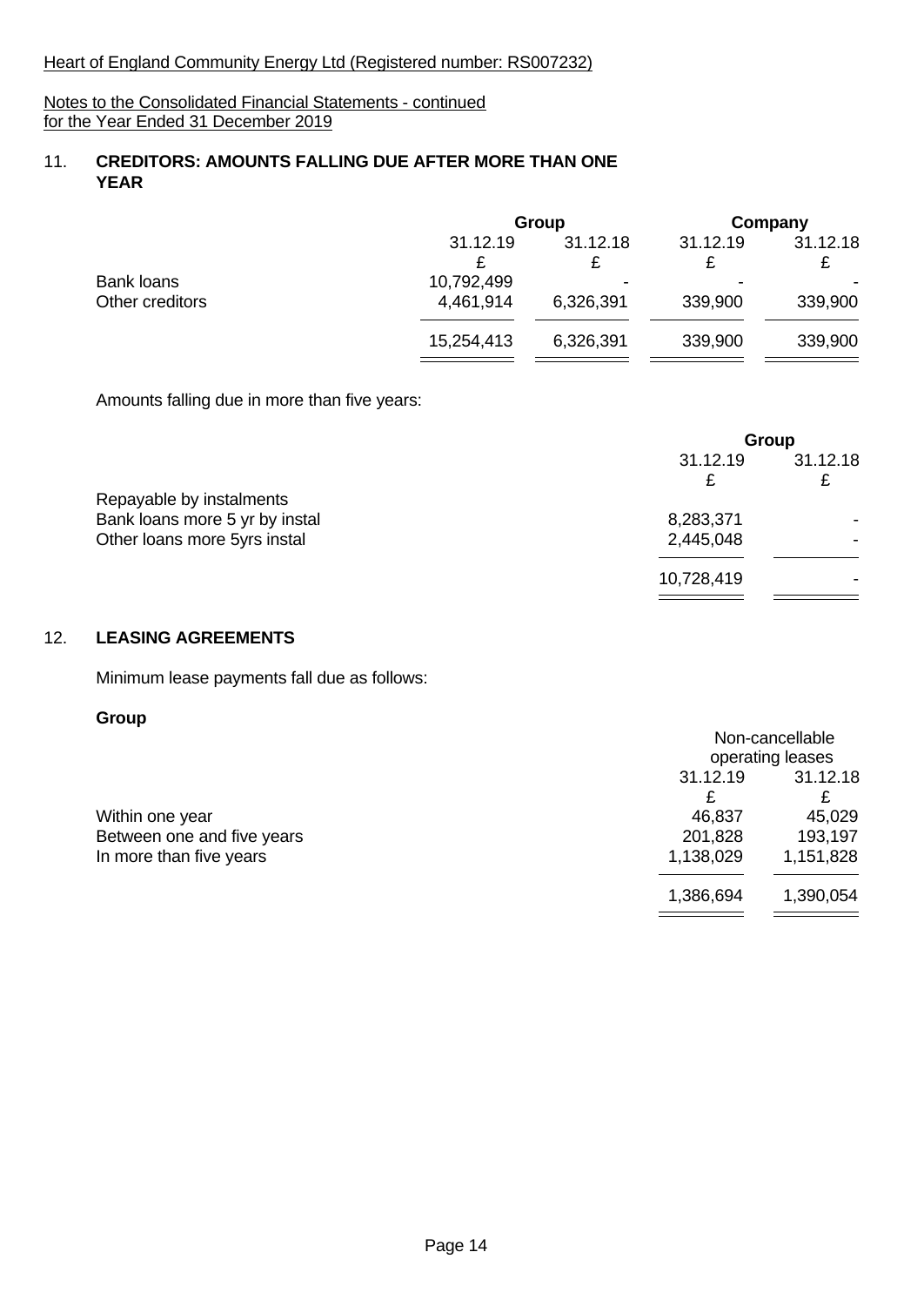Heart of England Community Energy Ltd (Registered number: RS007232)

Notes to the Consolidated Financial Statements - continued
for the Year Ended 31 December 2019

## 11. CREDITORS: AMOUNTS FALLING DUE AFTER MORE THAN ONE YEAR

| | Group | | Company | |
|---|---|---|---|---|
| | 31.12.19 | 31.12.18 | 31.12.19 | 31.12.18 |
| | £ | £ | £ | £ |
| Bank loans | 10,792,499 | - | - | - |
| Other creditors | 4,461,914 | 6,326,391 | 339,900 | 339,900 |
| | 15,254,413 | 6,326,391 | 339,900 | 339,900 |

Amounts falling due in more than five years:

| | Group | |
|---|---|---|
| | 31.12.19 | 31.12.18 |
| | £ | £ |
| Repayable by instalments | | |
| Bank loans more 5 yr by instal | 8,283,371 | - |
| Other loans more 5yrs instal | 2,445,048 | - |
| | 10,728,419 | - |

## 12. LEASING AGREEMENTS

Minimum lease payments fall due as follows:

**Group**

| | Non-cancellable operating leases | |
|---|---|---|
| | 31.12.19 | 31.12.18 |
| | £ | £ |
| Within one year | 46,837 | 45,029 |
| Between one and five years | 201,828 | 193,197 |
| In more than five years | 1,138,029 | 1,151,828 |
| | 1,386,694 | 1,390,054 |